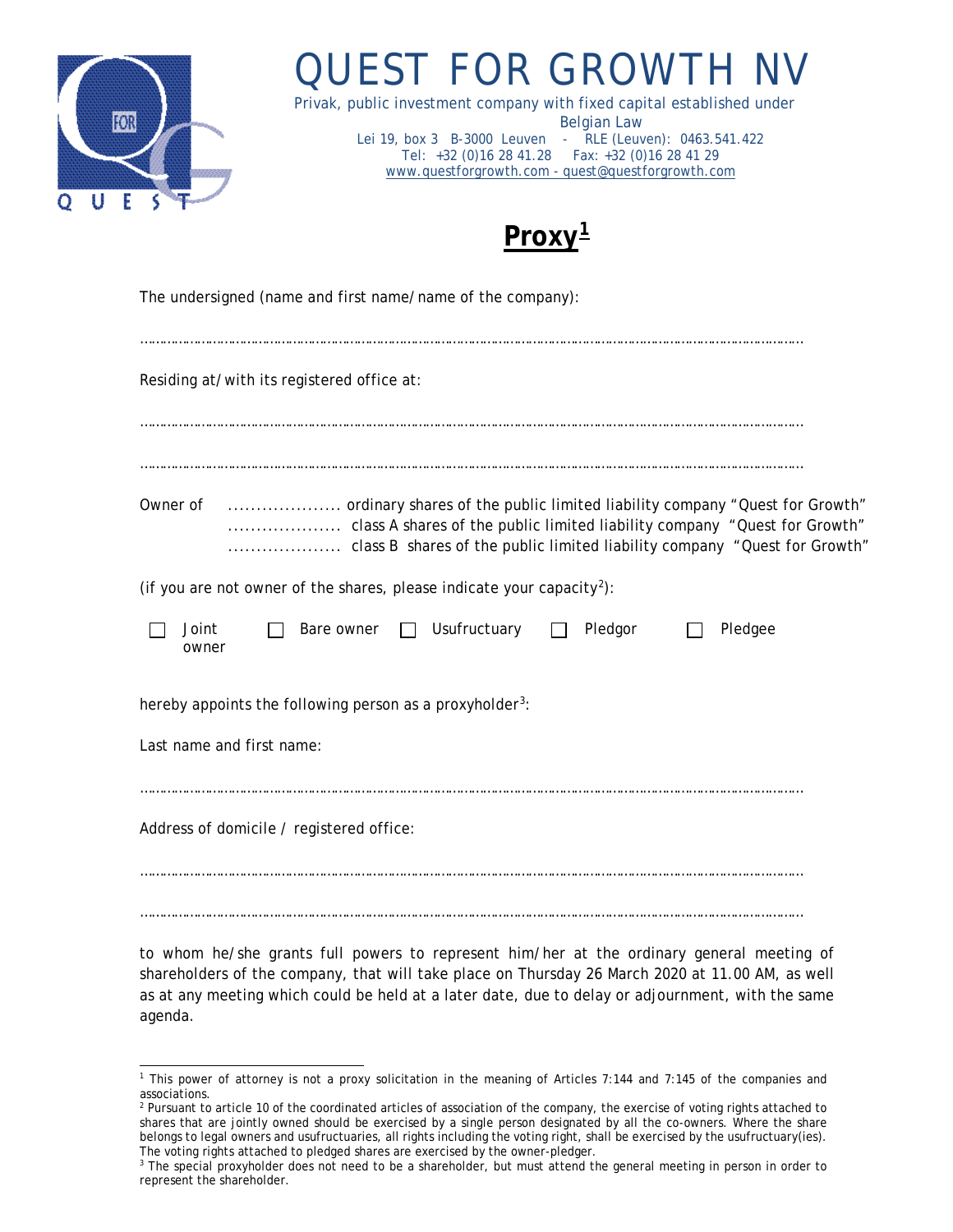# QUEST FOR GROWTH NV

Privak, public investment company with fixed capital established under Belgian Law
Lei 19, box 3 B-3000 Leuven - RLE (Leuven): 0463.541.422
Tel: +32 (0)16 28 41.28 Fax: +32 (0)16 28 41 29
www.questforgrowth.com - quest@questforgrowth.com

## Proxy[1]

The undersigned (name and first name/name of the company):

……………………………………………………………………………………………………………………………………………………

Residing at/with its registered office at:

……………………………………………………………………………………………………………………………………………………

……………………………………………………………………………………………………………………………………………………

Owner of .................... ordinary shares of the public limited liability company "Quest for Growth"
.................... class A shares of the public limited liability company "Quest for Growth"
.................... class B shares of the public limited liability company "Quest for Growth"

(if you are not owner of the shares, please indicate your capacity[2]):

☐ Joint owner ☐ Bare owner ☐ Usufructuary ☐ Pledgor ☐ Pledgee

hereby appoints the following person as a proxyholder[3]:

Last name and first name:

……………………………………………………………………………………………………………………………………………………

Address of domicile / registered office:

……………………………………………………………………………………………………………………………………………………

……………………………………………………………………………………………………………………………………………………

to whom he/she grants full powers to represent him/her at the ordinary general meeting of shareholders of the company, that will take place on Thursday 26 March 2020 at 11.00 AM, as well as at any meeting which could be held at a later date, due to delay or adjournment, with the same agenda.

---

[1] This power of attorney is not a proxy solicitation in the meaning of Articles 7:144 and 7:145 of the companies and associations.

[2] Pursuant to article 10 of the coordinated articles of association of the company, the exercise of voting rights attached to shares that are jointly owned should be exercised by a single person designated by all the co-owners. Where the share belongs to legal owners and usufructuaries, all rights including the voting right, shall be exercised by the usufructuary(ies). The voting rights attached to pledged shares are exercised by the owner-pledger.

[3] The special proxyholder does not need to be a shareholder, but must attend the general meeting in person in order to represent the shareholder.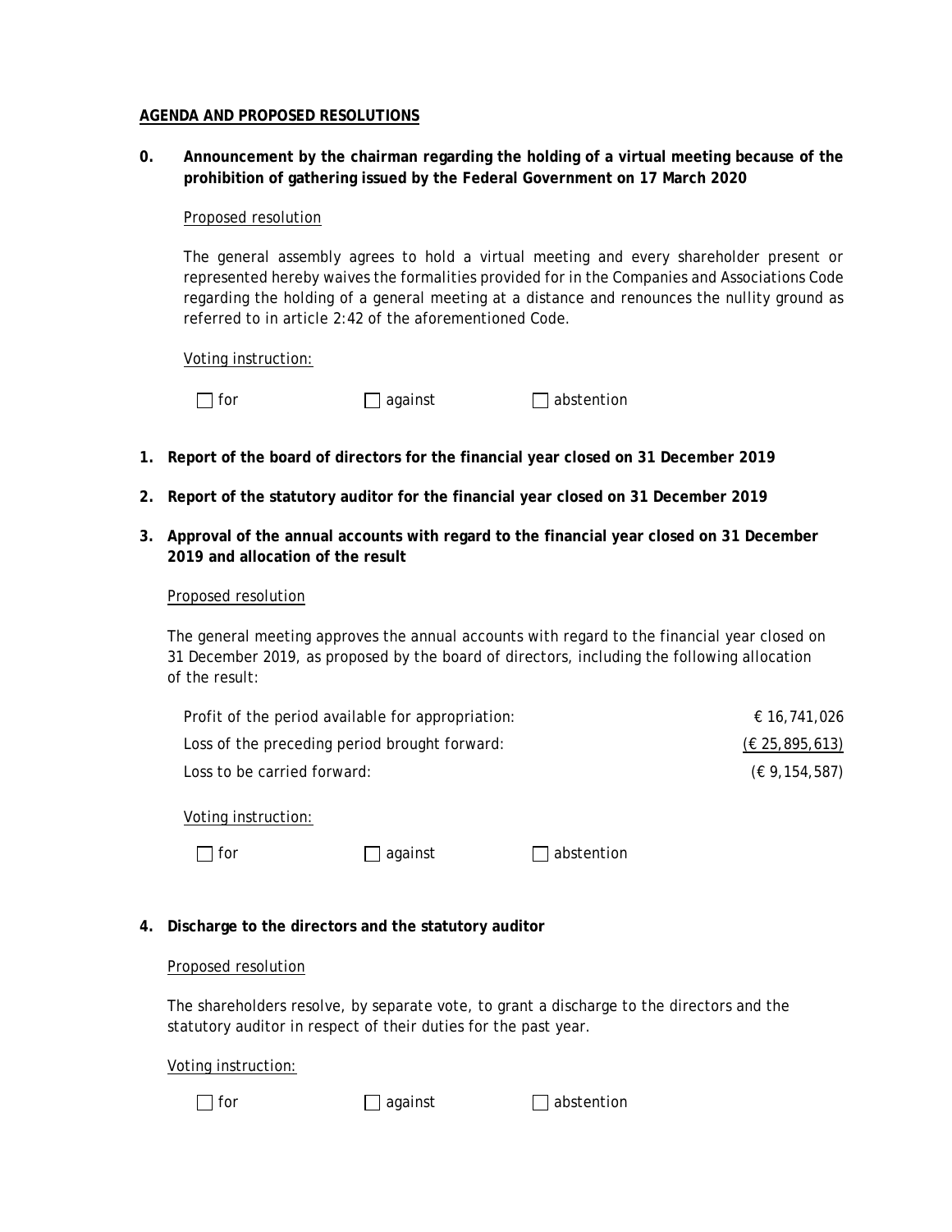**AGENDA AND PROPOSED RESOLUTIONS**

**0. Announcement by the chairman regarding the holding of a virtual meeting because of the prohibition of gathering issued by the Federal Government on 17 March 2020**

Proposed resolution

The general assembly agrees to hold a virtual meeting and every shareholder present or represented hereby waives the formalities provided for in the Companies and Associations Code regarding the holding of a general meeting at a distance and renounces the nullity ground as referred to in article 2:42 of the aforementioned Code.

Voting instruction:

☐ for ☐ against ☐ abstention

**1. Report of the board of directors for the financial year closed on 31 December 2019**

**2. Report of the statutory auditor for the financial year closed on 31 December 2019**

**3. Approval of the annual accounts with regard to the financial year closed on 31 December 2019 and allocation of the result**

Proposed resolution

The general meeting approves the annual accounts with regard to the financial year closed on 31 December 2019, as proposed by the board of directors, including the following allocation of the result:

| | |
|---|---:|
| Profit of the period available for appropriation: | € 16,741,026 |
| Loss of the preceding period brought forward: | (€ 25,895,613) |
| Loss to be carried forward: | (€ 9,154,587) |

Voting instruction:

☐ for ☐ against ☐ abstention

**4. Discharge to the directors and the statutory auditor**

Proposed resolution

The shareholders resolve, by separate vote, to grant a discharge to the directors and the statutory auditor in respect of their duties for the past year.

Voting instruction:

☐ for ☐ against ☐ abstention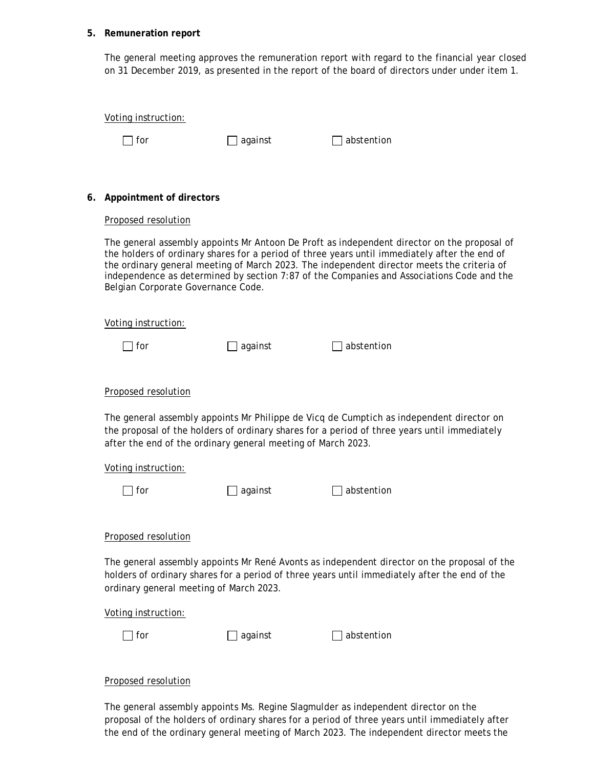**5. Remuneration report**

The general meeting approves the remuneration report with regard to the financial year closed on 31 December 2019, as presented in the report of the board of directors under under item 1.

Voting instruction:

☐ for ☐ against ☐ abstention

**6. Appointment of directors**

Proposed resolution

The general assembly appoints Mr Antoon De Proft as independent director on the proposal of the holders of ordinary shares for a period of three years until immediately after the end of the ordinary general meeting of March 2023. The independent director meets the criteria of independence as determined by section 7:87 of the Companies and Associations Code and the Belgian Corporate Governance Code.

Voting instruction:

☐ for ☐ against ☐ abstention

Proposed resolution

The general assembly appoints Mr Philippe de Vicq de Cumptich as independent director on the proposal of the holders of ordinary shares for a period of three years until immediately after the end of the ordinary general meeting of March 2023.

Voting instruction:

☐ for ☐ against ☐ abstention

Proposed resolution

The general assembly appoints Mr René Avonts as independent director on the proposal of the holders of ordinary shares for a period of three years until immediately after the end of the ordinary general meeting of March 2023.

Voting instruction:

☐ for ☐ against ☐ abstention

Proposed resolution

The general assembly appoints Ms. Regine Slagmulder as independent director on the proposal of the holders of ordinary shares for a period of three years until immediately after the end of the ordinary general meeting of March 2023. The independent director meets the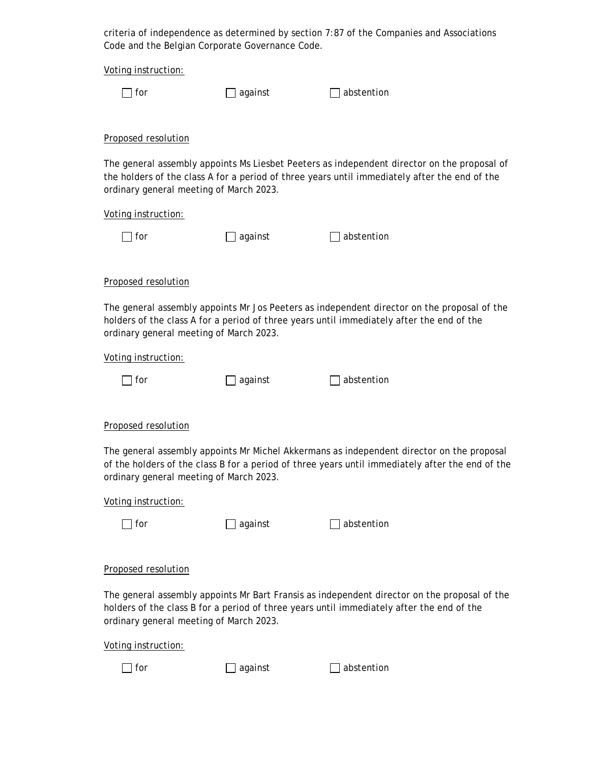criteria of independence as determined by section 7:87 of the Companies and Associations Code and the Belgian Corporate Governance Code.

Voting instruction:

☐ for ☐ against ☐ abstention

Proposed resolution

The general assembly appoints Ms Liesbet Peeters as independent director on the proposal of the holders of the class A for a period of three years until immediately after the end of the ordinary general meeting of March 2023.

Voting instruction:

☐ for ☐ against ☐ abstention

Proposed resolution

The general assembly appoints Mr Jos Peeters as independent director on the proposal of the holders of the class A for a period of three years until immediately after the end of the ordinary general meeting of March 2023.

Voting instruction:

☐ for ☐ against ☐ abstention

Proposed resolution

The general assembly appoints Mr Michel Akkermans as independent director on the proposal of the holders of the class B for a period of three years until immediately after the end of the ordinary general meeting of March 2023.

Voting instruction:

☐ for ☐ against ☐ abstention

Proposed resolution

The general assembly appoints Mr Bart Fransis as independent director on the proposal of the holders of the class B for a period of three years until immediately after the end of the ordinary general meeting of March 2023.

Voting instruction:

☐ for ☐ against ☐ abstention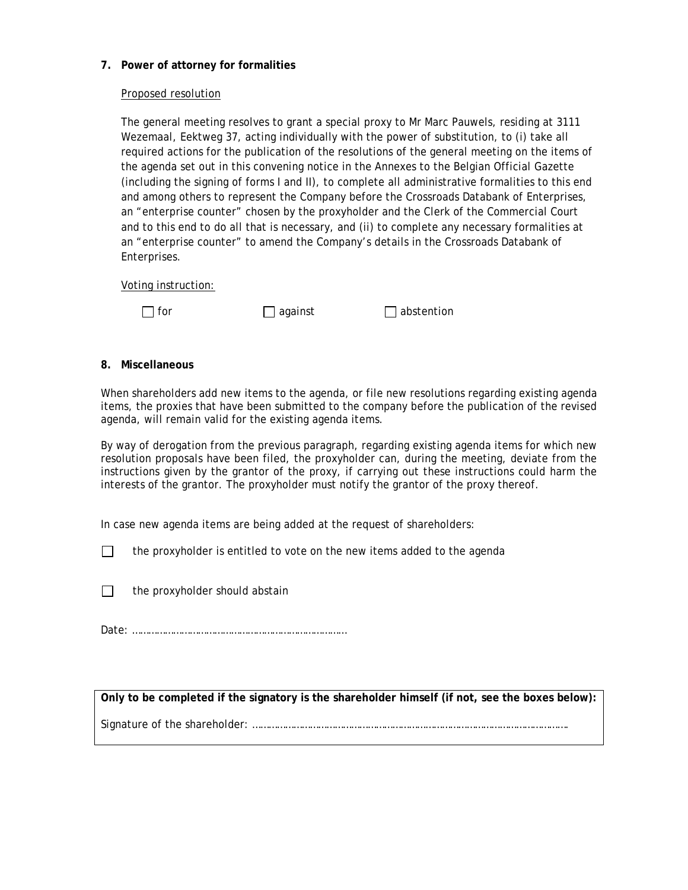**7. Power of attorney for formalities**

Proposed resolution

The general meeting resolves to grant a special proxy to Mr Marc Pauwels, residing at 3111 Wezemaal, Eektweg 37, acting individually with the power of substitution, to (i) take all required actions for the publication of the resolutions of the general meeting on the items of the agenda set out in this convening notice in the Annexes to the Belgian Official Gazette (including the signing of forms I and II), to complete all administrative formalities to this end and among others to represent the Company before the Crossroads Databank of Enterprises, an "enterprise counter" chosen by the proxyholder and the Clerk of the Commercial Court and to this end to do all that is necessary, and (ii) to complete any necessary formalities at an "enterprise counter" to amend the Company's details in the Crossroads Databank of Enterprises.

Voting instruction:

☐ for ☐ against ☐ abstention

**8. Miscellaneous**

When shareholders add new items to the agenda, or file new resolutions regarding existing agenda items, the proxies that have been submitted to the company before the publication of the revised agenda, will remain valid for the existing agenda items.

By way of derogation from the previous paragraph, regarding existing agenda items for which new resolution proposals have been filed, the proxyholder can, during the meeting, deviate from the instructions given by the grantor of the proxy, if carrying out these instructions could harm the interests of the grantor. The proxyholder must notify the grantor of the proxy thereof.

In case new agenda items are being added at the request of shareholders:

☐ the proxyholder is entitled to vote on the new items added to the agenda

☐ the proxyholder should abstain

Date: ……………………………………………………………………..

**Only to be completed if the signatory is the shareholder himself (if not, see the boxes below):**

Signature of the shareholder: ……………………………………………………………………………………………………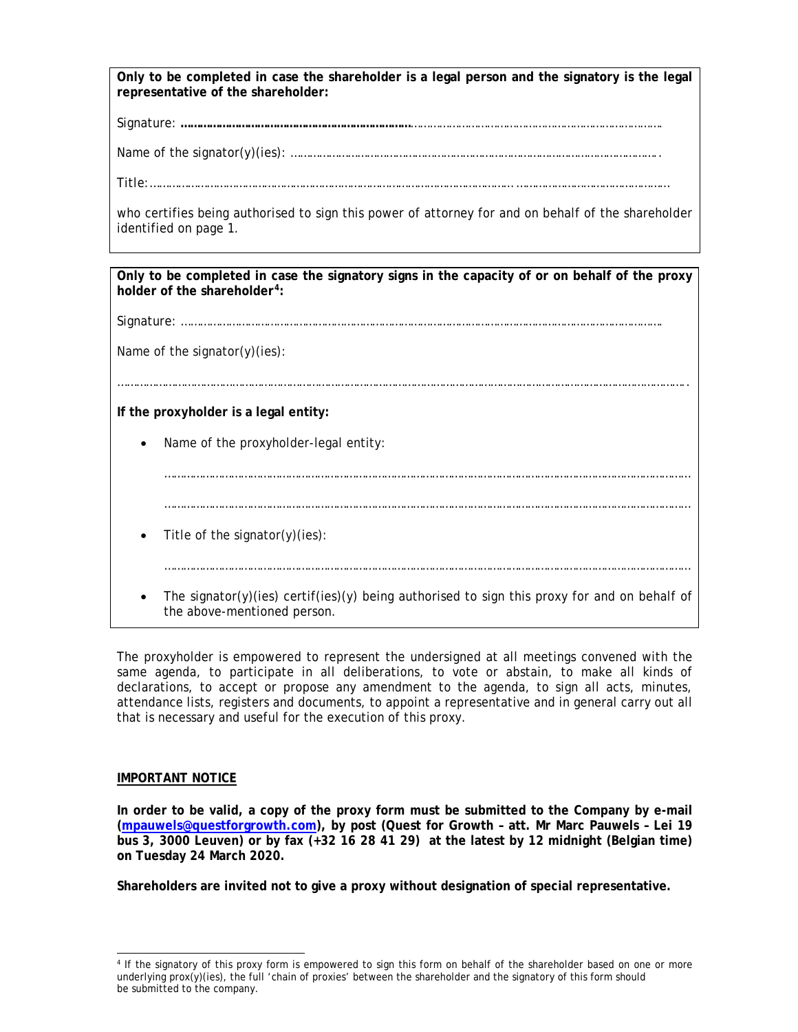**Only to be completed in case the shareholder is a legal person and the signatory is the legal representative of the shareholder:**

Signature: ……………………………………………………………………………………………………………………………

Name of the signator(y)(ies): ………………………………………………………………………………………………….

Title:………………………………………………………………………………………………………………………………………

who certifies being authorised to sign this power of attorney for and on behalf of the shareholder identified on page 1.

**Only to be completed in case the signatory signs in the capacity of or on behalf of the proxy holder of the shareholder[4]:**

Signature: ……………………………………………………………………………………………………………………………

Name of the signator(y)(ies):

……………………………………………………………………………………………………………………………………………….

**If the proxyholder is a legal entity:**

- Name of the proxyholder-legal entity:

  ……………………………………………………………………………………………………………………………………

  ……………………………………………………………………………………………………………………………………

- Title of the signator(y)(ies):

  ……………………………………………………………………………………………………………………………………

- The signator(y)(ies) certif(ies)(y) being authorised to sign this proxy for and on behalf of the above-mentioned person.

The proxyholder is empowered to represent the undersigned at all meetings convened with the same agenda, to participate in all deliberations, to vote or abstain, to make all kinds of declarations, to accept or propose any amendment to the agenda, to sign all acts, minutes, attendance lists, registers and documents, to appoint a representative and in general carry out all that is necessary and useful for the execution of this proxy.

**IMPORTANT NOTICE**

**In order to be valid, a copy of the proxy form must be submitted to the Company by e-mail (mpauwels@questforgrowth.com), by post (Quest for Growth – att. Mr Marc Pauwels – Lei 19 bus 3, 3000 Leuven) or by fax (+32 16 28 41 29) at the latest by 12 midnight (Belgian time) on Tuesday 24 March 2020.**

**Shareholders are invited not to give a proxy without designation of special representative.**

[4] If the signatory of this proxy form is empowered to sign this form on behalf of the shareholder based on one or more underlying prox(y)(ies), the full 'chain of proxies' between the shareholder and the signatory of this form should be submitted to the company.